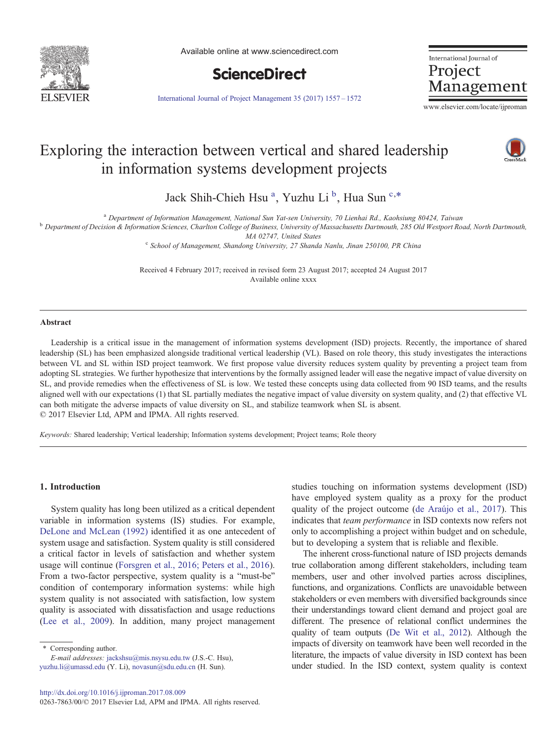# Exploring the interaction between vertical and shared leadership in information systems development projects

Jack Shih-Chieh Hsu [a], Yuzhu Li [b], Hua Sun [c,*]

[a] Department of Information Management, National Sun Yat-sen University, 70 Lienhai Rd., Kaohsiung 80424, Taiwan
[b] Department of Decision & Information Sciences, Charlton College of Business, University of Massachusetts Dartmouth, 285 Old Westport Road, North Dartmouth, MA 02747, United States
[c] School of Management, Shandong University, 27 Shanda Nanlu, Jinan 250100, PR China

Received 4 February 2017; received in revised form 23 August 2017; accepted 24 August 2017
Available online xxxx

## Abstract

Leadership is a critical issue in the management of information systems development (ISD) projects. Recently, the importance of shared leadership (SL) has been emphasized alongside traditional vertical leadership (VL). Based on role theory, this study investigates the interactions between VL and SL within ISD project teamwork. We first propose value diversity reduces system quality by preventing a project team from adopting SL strategies. We further hypothesize that interventions by the formally assigned leader will ease the negative impact of value diversity on SL, and provide remedies when the effectiveness of SL is low. We tested these concepts using data collected from 90 ISD teams, and the results aligned well with our expectations (1) that SL partially mediates the negative impact of value diversity on system quality, and (2) that effective VL can both mitigate the adverse impacts of value diversity on SL, and stabilize teamwork when SL is absent.
© 2017 Elsevier Ltd, APM and IPMA. All rights reserved.

*Keywords:* Shared leadership; Vertical leadership; Information systems development; Project teams; Role theory

## 1. Introduction

System quality has long been utilized as a critical dependent variable in information systems (IS) studies. For example, DeLone and McLean (1992) identified it as one antecedent of system usage and satisfaction. System quality is still considered a critical factor in levels of satisfaction and whether system usage will continue (Forsgren et al., 2016; Peters et al., 2016). From a two-factor perspective, system quality is a "must-be" condition of contemporary information systems: while high system quality is not associated with satisfaction, low system quality is associated with dissatisfaction and usage reductions (Lee et al., 2009). In addition, many project management studies touching on information systems development (ISD) have employed system quality as a proxy for the product quality of the project outcome (de Araújo et al., 2017). This indicates that *team performance* in ISD contexts now refers not only to accomplishing a project within budget and on schedule, but to developing a system that is reliable and flexible.

The inherent cross-functional nature of ISD projects demands true collaboration among different stakeholders, including team members, user and other involved parties across disciplines, functions, and organizations. Conflicts are unavoidable between stakeholders or even members with diversified backgrounds since their understandings toward client demand and project goal are different. The presence of relational conflict undermines the quality of team outputs (De Wit et al., 2012). Although the impacts of diversity on teamwork have been well recorded in the literature, the impacts of value diversity in ISD context has been under studied. In the ISD context, system quality is context

\* Corresponding author.
*E-mail addresses:* jackshsu@mis.nsysu.edu.tw (J.S.-C. Hsu), yuzhu.li@umassd.edu (Y. Li), novasun@sdu.edu.cn (H. Sun).

http://dx.doi.org/10.1016/j.ijproman.2017.08.009
0263-7863/00/© 2017 Elsevier Ltd, APM and IPMA. All rights reserved.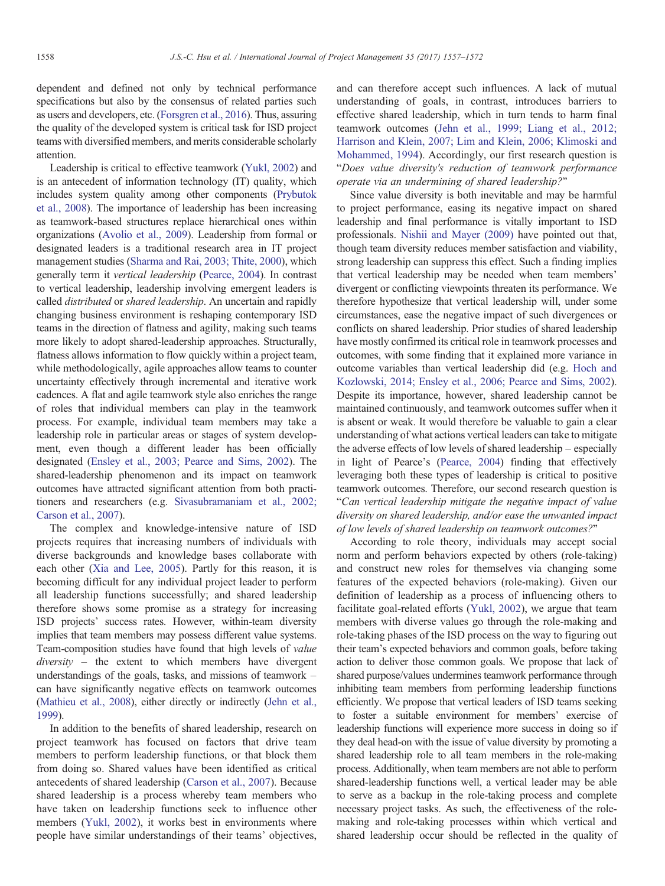dependent and defined not only by technical performance specifications but also by the consensus of related parties such as users and developers, etc. (Forsgren et al., 2016). Thus, assuring the quality of the developed system is critical task for ISD project teams with diversified members, and merits considerable scholarly attention.

Leadership is critical to effective teamwork (Yukl, 2002) and is an antecedent of information technology (IT) quality, which includes system quality among other components (Prybutok et al., 2008). The importance of leadership has been increasing as teamwork-based structures replace hierarchical ones within organizations (Avolio et al., 2009). Leadership from formal or designated leaders is a traditional research area in IT project management studies (Sharma and Rai, 2003; Thite, 2000), which generally term it *vertical leadership* (Pearce, 2004). In contrast to vertical leadership, leadership involving emergent leaders is called *distributed* or *shared leadership*. An uncertain and rapidly changing business environment is reshaping contemporary ISD teams in the direction of flatness and agility, making such teams more likely to adopt shared-leadership approaches. Structurally, flatness allows information to flow quickly within a project team, while methodologically, agile approaches allow teams to counter uncertainty effectively through incremental and iterative work cadences. A flat and agile teamwork style also enriches the range of roles that individual members can play in the teamwork process. For example, individual team members may take a leadership role in particular areas or stages of system development, even though a different leader has been officially designated (Ensley et al., 2003; Pearce and Sims, 2002). The shared-leadership phenomenon and its impact on teamwork outcomes have attracted significant attention from both practitioners and researchers (e.g. Sivasubramaniam et al., 2002; Carson et al., 2007).

The complex and knowledge-intensive nature of ISD projects requires that increasing numbers of individuals with diverse backgrounds and knowledge bases collaborate with each other (Xia and Lee, 2005). Partly for this reason, it is becoming difficult for any individual project leader to perform all leadership functions successfully; and shared leadership therefore shows some promise as a strategy for increasing ISD projects' success rates. However, within-team diversity implies that team members may possess different value systems. Team-composition studies have found that high levels of *value diversity* – the extent to which members have divergent understandings of the goals, tasks, and missions of teamwork – can have significantly negative effects on teamwork outcomes (Mathieu et al., 2008), either directly or indirectly (Jehn et al., 1999).

In addition to the benefits of shared leadership, research on project teamwork has focused on factors that drive team members to perform leadership functions, or that block them from doing so. Shared values have been identified as critical antecedents of shared leadership (Carson et al., 2007). Because shared leadership is a process whereby team members who have taken on leadership functions seek to influence other members (Yukl, 2002), it works best in environments where people have similar understandings of their teams' objectives, and can therefore accept such influences. A lack of mutual understanding of goals, in contrast, introduces barriers to effective shared leadership, which in turn tends to harm final teamwork outcomes (Jehn et al., 1999; Liang et al., 2012; Harrison and Klein, 2007; Lim and Klein, 2006; Klimoski and Mohammed, 1994). Accordingly, our first research question is "*Does value diversity's reduction of teamwork performance operate via an undermining of shared leadership?*"

Since value diversity is both inevitable and may be harmful to project performance, easing its negative impact on shared leadership and final performance is vitally important to ISD professionals. Nishii and Mayer (2009) have pointed out that, though team diversity reduces member satisfaction and viability, strong leadership can suppress this effect. Such a finding implies that vertical leadership may be needed when team members' divergent or conflicting viewpoints threaten its performance. We therefore hypothesize that vertical leadership will, under some circumstances, ease the negative impact of such divergences or conflicts on shared leadership. Prior studies of shared leadership have mostly confirmed its critical role in teamwork processes and outcomes, with some finding that it explained more variance in outcome variables than vertical leadership did (e.g. Hoch and Kozlowski, 2014; Ensley et al., 2006; Pearce and Sims, 2002). Despite its importance, however, shared leadership cannot be maintained continuously, and teamwork outcomes suffer when it is absent or weak. It would therefore be valuable to gain a clear understanding of what actions vertical leaders can take to mitigate the adverse effects of low levels of shared leadership – especially in light of Pearce's (Pearce, 2004) finding that effectively leveraging both these types of leadership is critical to positive teamwork outcomes. Therefore, our second research question is "*Can vertical leadership mitigate the negative impact of value diversity on shared leadership, and/or ease the unwanted impact of low levels of shared leadership on teamwork outcomes?*"

According to role theory, individuals may accept social norm and perform behaviors expected by others (role-taking) and construct new roles for themselves via changing some features of the expected behaviors (role-making). Given our definition of leadership as a process of influencing others to facilitate goal-related efforts (Yukl, 2002), we argue that team members with diverse values go through the role-making and role-taking phases of the ISD process on the way to figuring out their team's expected behaviors and common goals, before taking action to deliver those common goals. We propose that lack of shared purpose/values undermines teamwork performance through inhibiting team members from performing leadership functions efficiently. We propose that vertical leaders of ISD teams seeking to foster a suitable environment for members' exercise of leadership functions will experience more success in doing so if they deal head-on with the issue of value diversity by promoting a shared leadership role to all team members in the role-making process. Additionally, when team members are not able to perform shared-leadership functions well, a vertical leader may be able to serve as a backup in the role-taking process and complete necessary project tasks. As such, the effectiveness of the role-making and role-taking processes within which vertical and shared leadership occur should be reflected in the quality of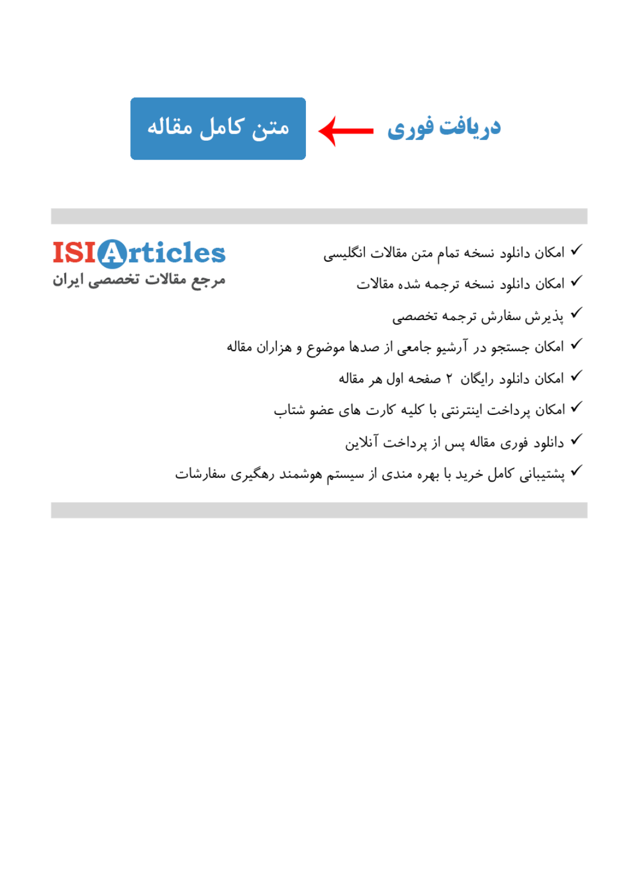دریافت فوری ← **متن کامل مقاله**

**ISIArticles**
مرجع مقالات تخصصی ایران

- ✓ امکان دانلود نسخه تمام متن مقالات انگلیسی
- ✓ امکان دانلود نسخه ترجمه شده مقالات
- ✓ پذیرش سفارش ترجمه تخصصی
- ✓ امکان جستجو در آرشیو جامعی از صدها موضوع و هزاران مقاله
- ✓ امکان دانلود رایگان ۲ صفحه اول هر مقاله
- ✓ امکان پرداخت اینترنتی با کلیه کارت های عضو شتاب
- ✓ دانلود فوری مقاله پس از پرداخت آنلاین
- ✓ پشتیبانی کامل خرید با بهره مندی از سیستم هوشمند رهگیری سفارشات